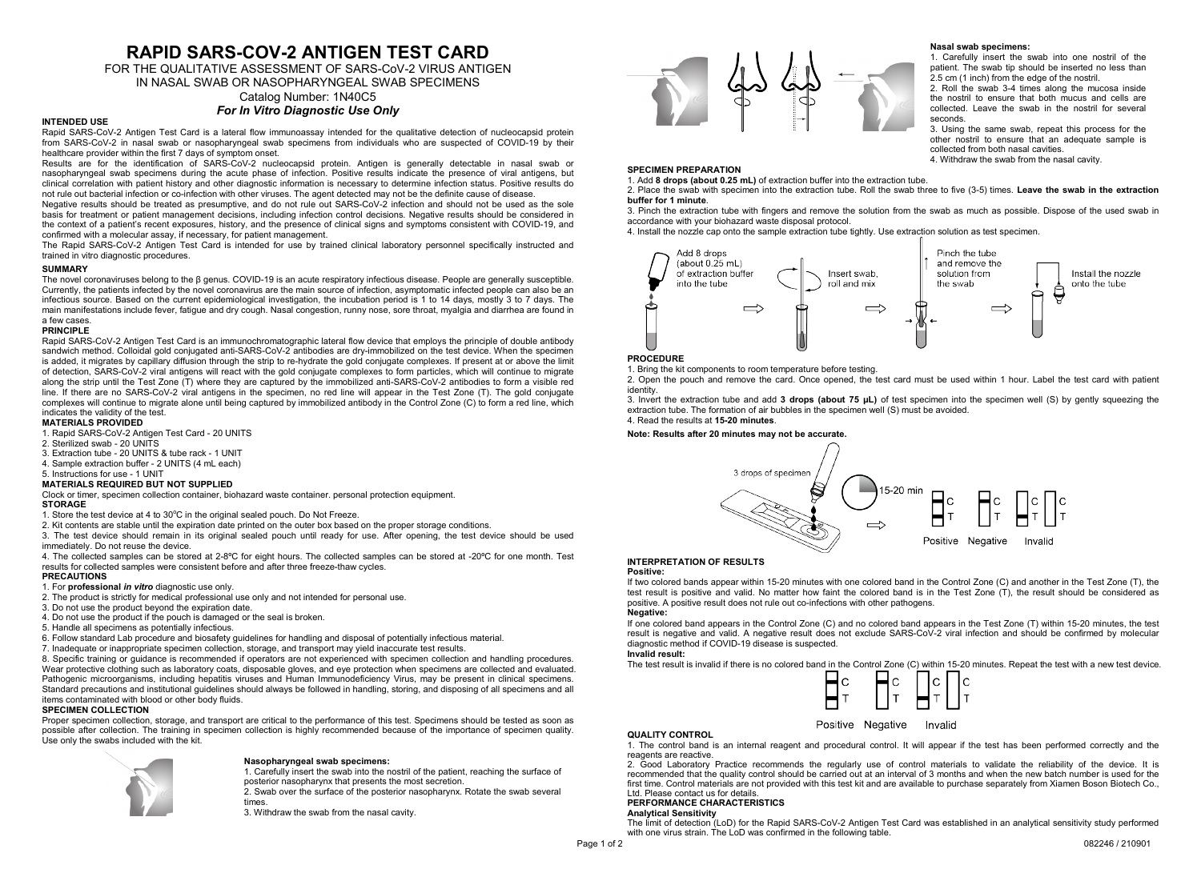# RAPID SARS-COV-2 ANTIGEN TEST CARD

FOR THE QUALITATIVE ASSESSMENT OF SARS-CoV-2 VIRUS ANTIGEN IN NASAL SWAB OR NASOPHARYNGEAL SWAB SPECIMENS

Catalog Number: 1N40C5

***For In Vitro Diagnostic Use Only***

### INTENDED USE

Rapid SARS-CoV-2 Antigen Test Card is a lateral flow immunoassay intended for the qualitative detection of nucleocapsid protein from SARS-CoV-2 in nasal swab or nasopharyngeal swab specimens from individuals who are suspected of COVID-19 by their healthcare provider within the first 7 days of symptom onset.

Results are for the identification of SARS-CoV-2 nucleocapsid protein. Antigen is generally detectable in nasal swab or nasopharyngeal swab specimens during the acute phase of infection. Positive results indicate the presence of viral antigens, but clinical correlation with patient history and other diagnostic information is necessary to determine infection status. Positive results do not rule out bacterial infection or co-infection with other viruses. The agent detected may not be the definite cause of disease.

Negative results should be treated as presumptive, and do not rule out SARS-CoV-2 infection and should not be used as the sole basis for treatment or patient management decisions, including infection control decisions. Negative results should be considered in the context of a patient's recent exposures, history, and the presence of clinical signs and symptoms consistent with COVID-19, and confirmed with a molecular assay, if necessary, for patient management.

The Rapid SARS-CoV-2 Antigen Test Card is intended for use by trained clinical laboratory personnel specifically instructed and trained in vitro diagnostic procedures.

### SUMMARY

The novel coronaviruses belong to the β genus. COVID-19 is an acute respiratory infectious disease. People are generally susceptible. Currently, the patients infected by the novel coronavirus are the main source of infection, asymptomatic infected people can also be an infectious source. Based on the current epidemiological investigation, the incubation period is 1 to 14 days, mostly 3 to 7 days. The main manifestations include fever, fatigue and dry cough. Nasal congestion, runny nose, sore throat, myalgia and diarrhea are found in a few cases.

### PRINCIPLE

Rapid SARS-CoV-2 Antigen Test Card is an immunochromatographic lateral flow device that employs the principle of double antibody sandwich method. Colloidal gold conjugated anti-SARS-CoV-2 antibodies are dry-immobilized on the test device. When the specimen is added, it migrates by capillary diffusion through the strip to re-hydrate the gold conjugate complexes. If present at or above the limit of detection, SARS-CoV-2 viral antigens will react with the gold conjugate complexes to form particles, which will continue to migrate along the strip until the Test Zone (T) where they are captured by the immobilized anti-SARS-CoV-2 antibodies to form a visible red line. If there are no SARS-CoV-2 viral antigens in the specimen, no red line will appear in the Test Zone (T). The gold conjugate complexes will continue to migrate alone until being captured by immobilized antibody in the Control Zone (C) to form a red line, which indicates the validity of the test.

### MATERIALS PROVIDED

1. Rapid SARS-CoV-2 Antigen Test Card - 20 UNITS
2. Sterilized swab - 20 UNITS
3. Extraction tube - 20 UNITS & tube rack - 1 UNIT
4. Sample extraction buffer - 2 UNITS (4 mL each)
5. Instructions for use - 1 UNIT

### MATERIALS REQUIRED BUT NOT SUPPLIED

Clock or timer, specimen collection container, biohazard waste container. personal protection equipment.

### STORAGE

1. Store the test device at 4 to 30°C in the original sealed pouch. Do Not Freeze.
2. Kit contents are stable until the expiration date printed on the outer box based on the proper storage conditions.
3. The test device should remain in its original sealed pouch until ready for use. After opening, the test device should be used immediately. Do not reuse the device.
4. The collected samples can be stored at 2-8ºC for eight hours. The collected samples can be stored at -20ºC for one month. Test results for collected samples were consistent before and after three freeze-thaw cycles.

### PRECAUTIONS

1. For **professional *in vitro*** diagnostic use only.
2. The product is strictly for medical professional use only and not intended for personal use.
3. Do not use the product beyond the expiration date.
4. Do not use the product if the pouch is damaged or the seal is broken.
5. Handle all specimens as potentially infectious.
6. Follow standard Lab procedure and biosafety guidelines for handling and disposal of potentially infectious material.
7. Inadequate or inappropriate specimen collection, storage, and transport may yield inaccurate test results.
8. Specific training or guidance is recommended if operators are not experienced with specimen collection and handling procedures. Wear protective clothing such as laboratory coats, disposable gloves, and eye protection when specimens are collected and evaluated. Pathogenic microorganisms, including hepatitis viruses and Human Immunodeficiency Virus, may be present in clinical specimens. Standard precautions and institutional guidelines should always be followed in handling, storing, and disposing of all specimens and all items contaminated with blood or other body fluids.

### SPECIMEN COLLECTION

Proper specimen collection, storage, and transport are critical to the performance of this test. Specimens should be tested as soon as possible after collection. The training in specimen collection is highly recommended because of the importance of specimen quality. Use only the swabs included with the kit.

**Nasopharyngeal swab specimens:**

1. Carefully insert the swab into the nostril of the patient, reaching the surface of posterior nasopharynx that presents the most secretion.
2. Swab over the surface of the posterior nasopharynx. Rotate the swab several times.
3. Withdraw the swab from the nasal cavity.

**Nasal swab specimens:**

1. Carefully insert the swab into one nostril of the patient. The swab tip should be inserted no less than 2.5 cm (1 inch) from the edge of the nostril.
2. Roll the swab 3-4 times along the mucosa inside the nostril to ensure that both mucus and cells are collected. Leave the swab in the nostril for several seconds.
3. Using the same swab, repeat this process for the other nostril to ensure that an adequate sample is collected from both nasal cavities.
4. Withdraw the swab from the nasal cavity.

### SPECIMEN PREPARATION

1. Add **8 drops (about 0.25 mL)** of extraction buffer into the extraction tube.
2. Place the swab with specimen into the extraction tube. Roll the swab three to five (3-5) times. **Leave the swab in the extraction buffer for 1 minute**.
3. Pinch the extraction tube with fingers and remove the solution from the swab as much as possible. Dispose of the used swab in accordance with your biohazard waste disposal protocol.
4. Install the nozzle cap onto the sample extraction tube tightly. Use extraction solution as test specimen.

Add 8 drops (about 0.25 mL) of extraction buffer into the tube → Insert swab, roll and mix → Pinch the tube and remove the solution from the swab → Install the nozzle onto the tube

### PROCEDURE

1. Bring the kit components to room temperature before testing.
2. Open the pouch and remove the card. Once opened, the test card must be used within 1 hour. Label the test card with patient identity.
3. Invert the extraction tube and add **3 drops (about 75 µL)** of test specimen into the specimen well (S) by gently squeezing the extraction tube. The formation of air bubbles in the specimen well (S) must be avoided.
4. Read the results at **15-20 minutes**.

**Note: Results after 20 minutes may not be accurate.**

3 drops of specimen → 15-20 min — Positive / Negative / Invalid

### INTERPRETATION OF RESULTS

**Positive:**

If two colored bands appear within 15-20 minutes with one colored band in the Control Zone (C) and another in the Test Zone (T), the test result is positive and valid. No matter how faint the colored band is in the Test Zone (T), the result should be considered as positive. A positive result does not rule out co-infections with other pathogens.

**Negative:**

If one colored band appears in the Control Zone (C) and no colored band appears in the Test Zone (T) within 15-20 minutes, the test result is negative and valid. A negative result does not exclude SARS-CoV-2 viral infection and should be confirmed by molecular diagnostic method if COVID-19 disease is suspected.

**Invalid result:**

The test result is invalid if there is no colored band in the Control Zone (C) within 15-20 minutes. Repeat the test with a new test device.

Positive / Negative / Invalid

### QUALITY CONTROL

1. The control band is an internal reagent and procedural control. It will appear if the test has been performed correctly and the reagents are reactive.
2. Good Laboratory Practice recommends the regularly use of control materials to validate the reliability of the device. It is recommended that the quality control should be carried out at an interval of 3 months and when the new batch number is used for the first time. Control materials are not provided with this test kit and are available to purchase separately from Xiamen Boson Biotech Co., Ltd. Please contact us for details.

### PERFORMANCE CHARACTERISTICS

**Analytical Sensitivity**

The limit of detection (LoD) for the Rapid SARS-CoV-2 Antigen Test Card was established in an analytical sensitivity study performed with one virus strain. The LoD was confirmed in the following table.

082246 / 210901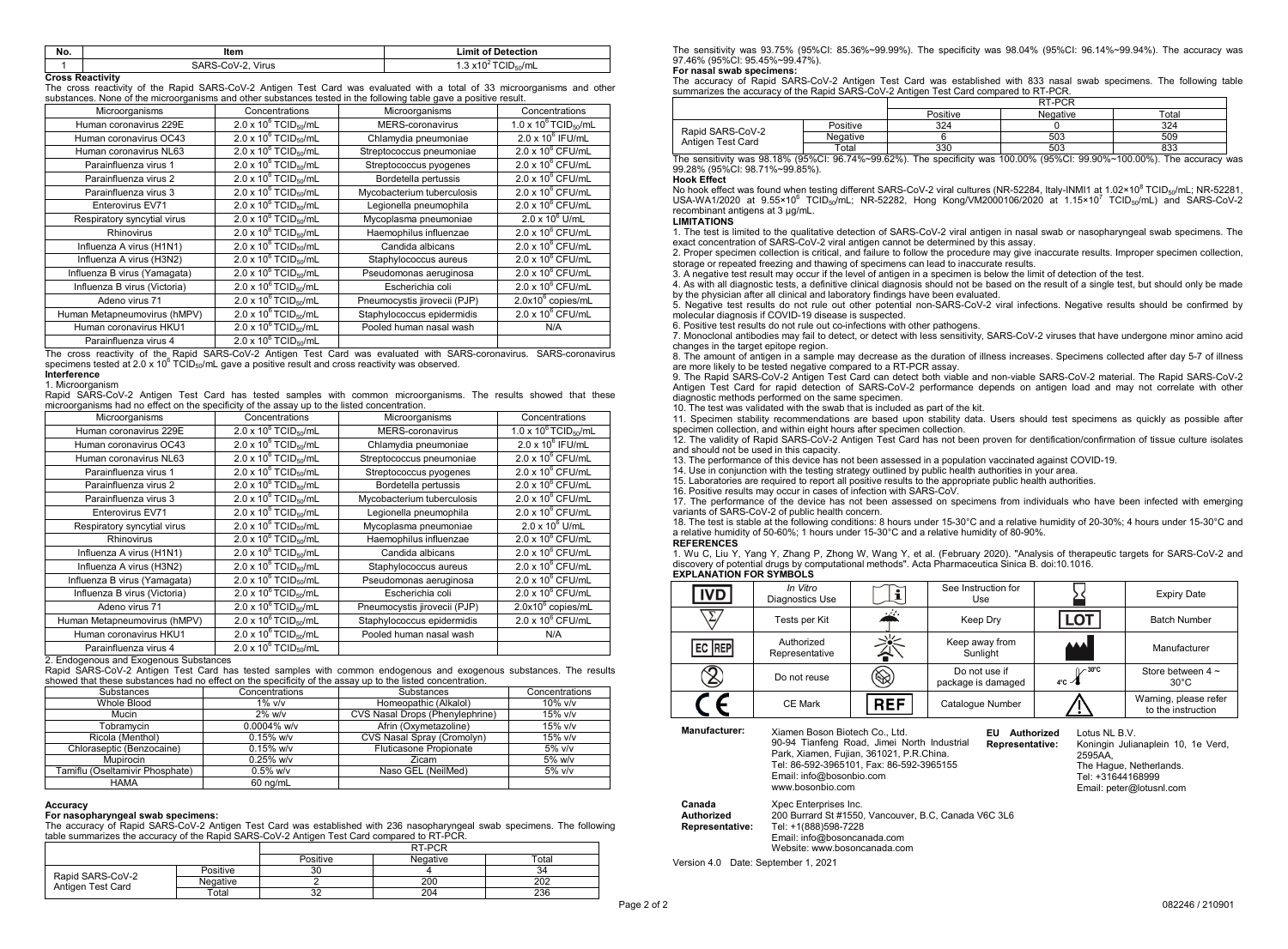| No. | Item | Limit of Detection |
| --- | --- | --- |
| 1 | SARS-CoV-2, Virus | $1.3 \times 10^2$ TCID$_{50}$/mL |

**Cross Reactivity**

The cross reactivity of the Rapid SARS-CoV-2 Antigen Test Card was evaluated with a total of 33 microorganisms and other substances. None of the microorganisms and other substances tested in the following table gave a positive result.

| Microorganisms | Concentrations | Microorganisms | Concentrations |
| --- | --- | --- | --- |
| Human coronavirus 229E | $2.0 \times 10^6$ TCID$_{50}$/mL | MERS-coronavirus | $1.0 \times 10^6$ TCID$_{50}$/mL |
| Human coronavirus OC43 | $2.0 \times 10^6$ TCID$_{50}$/mL | Chlamydia pneumoniae | $2.0 \times 10^6$ IFU/mL |
| Human coronavirus NL63 | $2.0 \times 10^6$ TCID$_{50}$/mL | Streptococcus pneumoniae | $2.0 \times 10^6$ CFU/mL |
| Parainfluenza virus 1 | $2.0 \times 10^6$ TCID$_{50}$/mL | Streptococcus pyogenes | $2.0 \times 10^6$ CFU/mL |
| Parainfluenza virus 2 | $2.0 \times 10^6$ TCID$_{50}$/mL | Bordetella pertussis | $2.0 \times 10^6$ CFU/mL |
| Parainfluenza virus 3 | $2.0 \times 10^6$ TCID$_{50}$/mL | Mycobacterium tuberculosis | $2.0 \times 10^6$ CFU/mL |
| Enterovirus EV71 | $2.0 \times 10^6$ TCID$_{50}$/mL | Legionella pneumophila | $2.0 \times 10^6$ CFU/mL |
| Respiratory syncytial virus | $2.0 \times 10^6$ TCID$_{50}$/mL | Mycoplasma pneumoniae | $2.0 \times 10^6$ U/mL |
| Rhinovirus | $2.0 \times 10^6$ TCID$_{50}$/mL | Haemophilus influenzae | $2.0 \times 10^6$ CFU/mL |
| Influenza A virus (H1N1) | $2.0 \times 10^6$ TCID$_{50}$/mL | Candida albicans | $2.0 \times 10^6$ CFU/mL |
| Influenza A virus (H3N2) | $2.0 \times 10^6$ TCID$_{50}$/mL | Staphylococcus aureus | $2.0 \times 10^6$ CFU/mL |
| Influenza B virus (Yamagata) | $2.0 \times 10^6$ TCID$_{50}$/mL | Pseudomonas aeruginosa | $2.0 \times 10^6$ CFU/mL |
| Influenza B virus (Victoria) | $2.0 \times 10^6$ TCID$_{50}$/mL | Escherichia coli | $2.0 \times 10^6$ CFU/mL |
| Adeno virus 71 | $2.0 \times 10^6$ TCID$_{50}$/mL | Pneumocystis jirovecii (PJP) | $2.0 \times 10^6$ copies/mL |
| Human Metapneumovirus (hMPV) | $2.0 \times 10^6$ TCID$_{50}$/mL | Staphylococcus epidermidis | $2.0 \times 10^6$ CFU/mL |
| Human coronavirus HKU1 | $2.0 \times 10^6$ TCID$_{50}$/mL | Pooled human nasal wash | N/A |
| Parainfluenza virus 4 | $2.0 \times 10^6$ TCID$_{50}$/mL | | |

The cross reactivity of the Rapid SARS-CoV-2 Antigen Test Card was evaluated with SARS-coronavirus. SARS-coronavirus specimens tested at $2.0 \times 10^6$ TCID$_{50}$/mL gave a positive result and cross reactivity was observed.

**Interference**

1. Microorganism

Rapid SARS-CoV-2 Antigen Test Card has tested samples with common microorganisms. The results showed that these microorganisms had no effect on the specificity of the assay up to the listed concentration.

| Microorganisms | Concentrations | Microorganisms | Concentrations |
| --- | --- | --- | --- |
| Human coronavirus 229E | $2.0 \times 10^6$ TCID$_{50}$/mL | MERS-coronavirus | $1.0 \times 10^6$ TCID$_{50}$/mL |
| Human coronavirus OC43 | $2.0 \times 10^6$ TCID$_{50}$/mL | Chlamydia pneumoniae | $2.0 \times 10^6$ IFU/mL |
| Human coronavirus NL63 | $2.0 \times 10^6$ TCID$_{50}$/mL | Streptococcus pneumoniae | $2.0 \times 10^6$ CFU/mL |
| Parainfluenza virus 1 | $2.0 \times 10^6$ TCID$_{50}$/mL | Streptococcus pyogenes | $2.0 \times 10^6$ CFU/mL |
| Parainfluenza virus 2 | $2.0 \times 10^6$ TCID$_{50}$/mL | Bordetella pertussis | $2.0 \times 10^6$ CFU/mL |
| Parainfluenza virus 3 | $2.0 \times 10^6$ TCID$_{50}$/mL | Mycobacterium tuberculosis | $2.0 \times 10^6$ CFU/mL |
| Enterovirus EV71 | $2.0 \times 10^6$ TCID$_{50}$/mL | Legionella pneumophila | $2.0 \times 10^6$ CFU/mL |
| Respiratory syncytial virus | $2.0 \times 10^6$ TCID$_{50}$/mL | Mycoplasma pneumoniae | $2.0 \times 10^6$ U/mL |
| Rhinovirus | $2.0 \times 10^6$ TCID$_{50}$/mL | Haemophilus influenzae | $2.0 \times 10^6$ CFU/mL |
| Influenza A virus (H1N1) | $2.0 \times 10^6$ TCID$_{50}$/mL | Candida albicans | $2.0 \times 10^6$ CFU/mL |
| Influenza A virus (H3N2) | $2.0 \times 10^6$ TCID$_{50}$/mL | Staphylococcus aureus | $2.0 \times 10^6$ CFU/mL |
| Influenza B virus (Yamagata) | $2.0 \times 10^6$ TCID$_{50}$/mL | Pseudomonas aeruginosa | $2.0 \times 10^6$ CFU/mL |
| Influenza B virus (Victoria) | $2.0 \times 10^6$ TCID$_{50}$/mL | Escherichia coli | $2.0 \times 10^6$ CFU/mL |
| Adeno virus 71 | $2.0 \times 10^6$ TCID$_{50}$/mL | Pneumocystis jirovecii (PJP) | $2.0 \times 10^6$ copies/mL |
| Human Metapneumovirus (hMPV) | $2.0 \times 10^6$ TCID$_{50}$/mL | Staphylococcus epidermidis | $2.0 \times 10^6$ CFU/mL |
| Human coronavirus HKU1 | $2.0 \times 10^6$ TCID$_{50}$/mL | Pooled human nasal wash | N/A |
| Parainfluenza virus 4 | $2.0 \times 10^6$ TCID$_{50}$/mL | | |

2. Endogenous and Exogenous Substances

Rapid SARS-CoV-2 Antigen Test Card has tested samples with common endogenous and exogenous substances. The results showed that these substances had no effect on the specificity of the assay up to the listed concentration.

| Substances | Concentrations | Substances | Concentrations |
| --- | --- | --- | --- |
| Whole Blood | 1% v/v | Homeopathic (Alkalol) | 10% v/v |
| Mucin | 2% w/v | CVS Nasal Drops (Phenylephrine) | 15% v/v |
| Tobramycin | 0.0004% w/v | Afrin (Oxymetazoline) | 15% v/v |
| Ricola (Menthol) | 0.15% w/v | CVS Nasal Spray (Cromolyn) | 15% v/v |
| Chloraseptic (Benzocaine) | 0.15% w/v | Fluticasone Propionate | 5% v/v |
| Mupirocin | 0.25% w/v | Zicam | 5% w/v |
| Tamiflu (Oseltamivir Phosphate) | 0.5% w/v | Naso GEL (NeilMed) | 5% v/v |
| HAMA | 60 ng/mL | | |

**Accuracy**

**For nasopharyngeal swab specimens:**

The accuracy of Rapid SARS-CoV-2 Antigen Test Card was established with 236 nasopharyngeal swab specimens. The following table summarizes the accuracy of the Rapid SARS-CoV-2 Antigen Test Card compared to RT-PCR.

| | | RT-PCR | | |
| --- | --- | --- | --- | --- |
| | | Positive | Negative | Total |
| Rapid SARS-CoV-2 Antigen Test Card | Positive | 30 | 4 | 34 |
| | Negative | 2 | 200 | 202 |
| | Total | 32 | 204 | 236 |

The sensitivity was 93.75% (95%CI: 85.36%~99.99%). The specificity was 98.04% (95%CI: 96.14%~99.94%). The accuracy was 97.46% (95%CI: 95.45%~99.47%).

**For nasal swab specimens:**

The accuracy of Rapid SARS-CoV-2 Antigen Test Card was established with 833 nasal swab specimens. The following table summarizes the accuracy of the Rapid SARS-CoV-2 Antigen Test Card compared to RT-PCR.

| | | RT-PCR | | |
| --- | --- | --- | --- | --- |
| | | Positive | Negative | Total |
| Rapid SARS-CoV-2 Antigen Test Card | Positive | 324 | 0 | 324 |
| | Negative | 6 | 503 | 509 |
| | Total | 330 | 503 | 833 |

The sensitivity was 98.18% (95%CI: 96.74%~99.62%). The specificity was 100.00% (95%CI: 99.90%~100.00%). The accuracy was 99.28% (95%CI: 98.71%~99.85%).

**Hook Effect**

No hook effect was found when testing different SARS-CoV-2 viral cultures (NR-52284, Italy-INMI1 at $1.02 \times 10^8$ TCID$_{50}$/mL; NR-52281, USA-WA1/2020 at $9.55 \times 10^6$ TCID$_{50}$/mL; NR-52282, Hong Kong/VM2000106/2020 at $1.15 \times 10^7$ TCID$_{50}$/mL) and SARS-CoV-2 recombinant antigens at 3 µg/mL.

**LIMITATIONS**

1. The test is limited to the qualitative detection of SARS-CoV-2 viral antigen in nasal swab or nasopharyngeal swab specimens. The exact concentration of SARS-CoV-2 viral antigen cannot be determined by this assay.
2. Proper specimen collection is critical, and failure to follow the procedure may give inaccurate results. Improper specimen collection, storage or repeated freezing and thawing of specimens can lead to inaccurate results.
3. A negative test result may occur if the level of antigen in a specimen is below the limit of detection of the test.
4. As with all diagnostic tests, a definitive clinical diagnosis should not be based on the result of a single test, but should only be made by the physician after all clinical and laboratory findings have been evaluated.
5. Negative test results do not rule out other potential non-SARS-CoV-2 viral infections. Negative results should be confirmed by molecular diagnosis if COVID-19 disease is suspected.
6. Positive test results do not rule out co-infections with other pathogens.
7. Monoclonal antibodies may fail to detect, or detect with less sensitivity, SARS-CoV-2 viruses that have undergone minor amino acid changes in the target epitope region.
8. The amount of antigen in a sample may decrease as the duration of illness increases. Specimens collected after day 5-7 of illness are more likely to be tested negative compared to a RT-PCR assay.
9. The Rapid SARS-CoV-2 Antigen Test Card can detect both viable and non-viable SARS-CoV-2 material. The Rapid SARS-CoV-2 Antigen Test Card for rapid detection of SARS-CoV-2 performance depends on antigen load and may not correlate with other diagnostic methods performed on the same specimen.
10. The test was validated with the swab that is included as part of the kit.
11. Specimen stability recommendations are based upon stability data. Users should test specimens as quickly as possible after specimen collection, and within eight hours after specimen collection.
12. The validity of Rapid SARS-CoV-2 Antigen Test Card has not been proven for dentification/confirmation of tissue culture isolates and should not be used in this capacity.
13. The performance of this device has not been assessed in a population vaccinated against COVID-19.
14. Use in conjunction with the testing strategy outlined by public health authorities in your area.
15. Laboratories are required to report all positive results to the appropriate public health authorities.
16. Positive results may occur in cases of infection with SARS-CoV.
17. The performance of the device has not been assessed on specimens from individuals who have been infected with emerging variants of SARS-CoV-2 of public health concern.
18. The test is stable at the following conditions: 8 hours under 15-30°C and a relative humidity of 20-30%; 4 hours under 15-30°C and a relative humidity of 50-60%; 1 hours under 15-30°C and a relative humidity of 80-90%.

**REFERENCES**

1. Wu C, Liu Y, Yang Y, Zhang P, Zhong W, Wang Y, et al. (February 2020). "Analysis of therapeutic targets for SARS-CoV-2 and discovery of potential drugs by computational methods". Acta Pharmaceutica Sinica B. doi:10.1016.

**EXPLANATION FOR SYMBOLS**

| | | | | | |
| --- | --- | --- | --- | --- | --- |
| IVD | *In Vitro* Diagnostics Use | | See Instruction for Use | | Expiry Date |
| | Tests per Kit | | Keep Dry | LOT | Batch Number |
| EC REP | Authorized Representative | | Keep away from Sunlight | | Manufacturer |
| | Do not reuse | | Do not use if package is damaged | 4°C 30°C | Store between 4 ~ 30°C |
| CE | CE Mark | REF | Catalogue Number | | Warning, please refer to the instruction |

**Manufacturer:** Xiamen Boson Biotech Co., Ltd.
90-94 Tianfeng Road, Jimei North Industrial Park, Xiamen, Fujian, 361021, P.R.China.
Tel: 86-592-3965101, Fax: 86-592-3965155
Email: info@bosonbio.com
www.bosonbio.com

**EU Authorized Representative:** Lotus NL B.V.
Koningin Julianaplein 10, 1e Verd, 2595AA,
The Hague, Netherlands.
Tel: +31644168999
Email: peter@lotusnl.com

**Canada Authorized Representative:** Xpec Enterprises Inc.
200 Burrard St #1550, Vancouver, B.C, Canada V6C 3L6
Tel: +1(888)598-7228
Email: info@bosoncanada.com
Website: www.bosoncanada.com

Version 4.0 Date: September 1, 2021

082246 / 210901